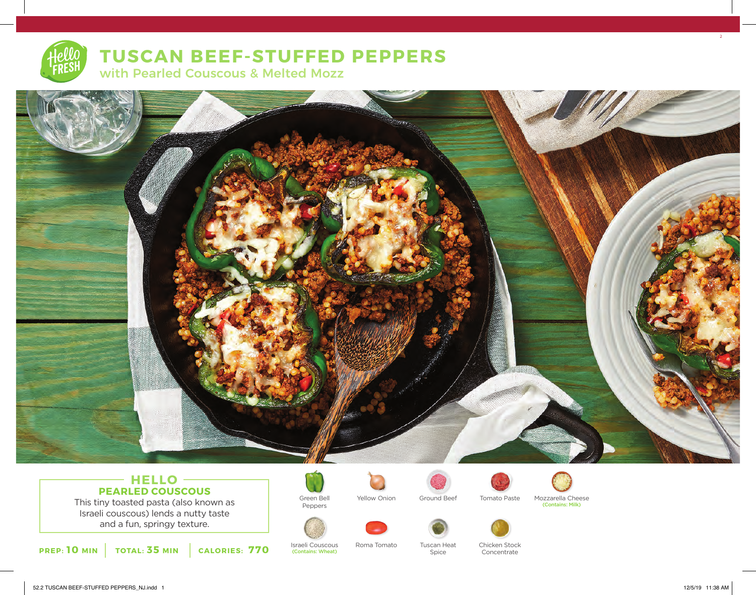# TUSCAN BEEF-STUFFED PEPPERS

## with Pearled Couscous & Melted Mozz

### HELLO PEARLED COUSCOUS

This tiny toasted pasta (also known as Israeli couscous) lends a nutty taste and a fun, springy texture.

**PREP: 10 MIN** | **TOTAL: 35 MIN** | **CALORIES: 770**

- Green Bell Peppers
- Yellow Onion
- Ground Beef
- Tomato Paste
- Mozzarella Cheese (Contains: Milk)
- Israeli Couscous (Contains: Wheat)
- Roma Tomato
- Tuscan Heat Spice
- Chicken Stock Concentrate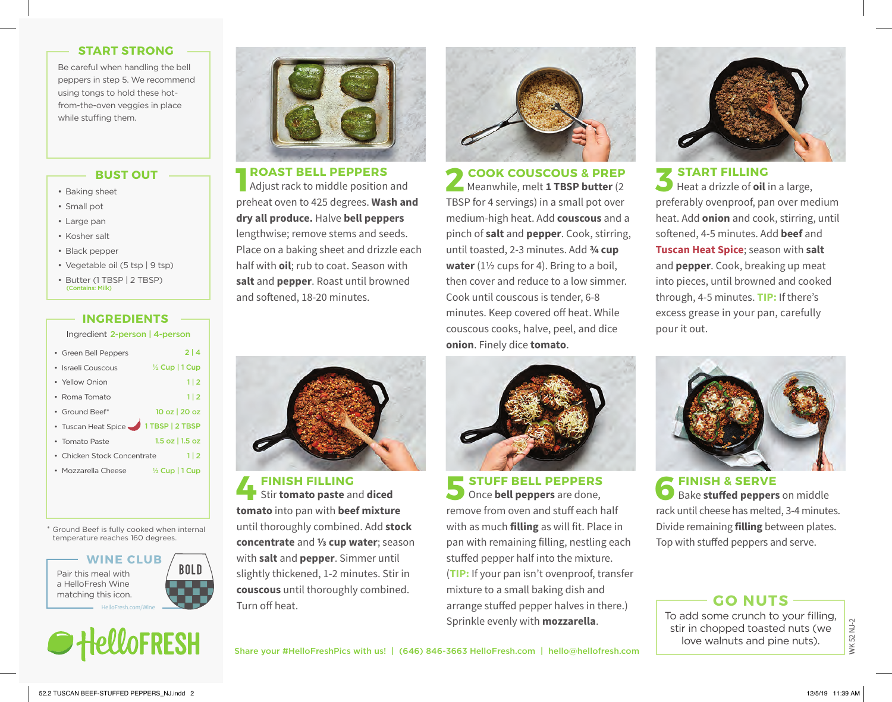## START STRONG

Be careful when handling the bell peppers in step 5. We recommend using tongs to hold these hot-from-the-oven veggies in place while stuffing them.

## BUST OUT

- Baking sheet
- Small pot
- Large pan
- Kosher salt
- Black pepper
- Vegetable oil (5 tsp | 9 tsp)
- Butter (1 TBSP | 2 TBSP) (Contains: Milk)

## INGREDIENTS

| Ingredient | 2-person \| 4-person |
|---|---|
| Green Bell Peppers | 2 \| 4 |
| Israeli Couscous | ½ Cup \| 1 Cup |
| Yellow Onion | 1 \| 2 |
| Roma Tomato | 1 \| 2 |
| Ground Beef* | 10 oz \| 20 oz |
| Tuscan Heat Spice | 1 TBSP \| 2 TBSP |
| Tomato Paste | 1.5 oz \| 1.5 oz |
| Chicken Stock Concentrate | 1 \| 2 |
| Mozzarella Cheese | ½ Cup \| 1 Cup |

\* Ground Beef is fully cooked when internal temperature reaches 160 degrees.

## WINE CLUB

Pair this meal with a HelloFresh Wine matching this icon.

BOLD

HelloFresh.com/Wine

HelloFRESH

### 1 ROAST BELL PEPPERS

Adjust rack to middle position and preheat oven to 425 degrees. **Wash and dry all produce.** Halve **bell peppers** lengthwise; remove stems and seeds. Place on a baking sheet and drizzle each half with **oil**; rub to coat. Season with **salt** and **pepper**. Roast until browned and softened, 18-20 minutes.

### 2 COOK COUSCOUS & PREP

Meanwhile, melt **1 TBSP butter** (2 TBSP for 4 servings) in a small pot over medium-high heat. Add **couscous** and a pinch of **salt** and **pepper**. Cook, stirring, until toasted, 2-3 minutes. Add **¾ cup water** (1½ cups for 4). Bring to a boil, then cover and reduce to a low simmer. Cook until couscous is tender, 6-8 minutes. Keep covered off heat. While couscous cooks, halve, peel, and dice **onion**. Finely dice **tomato**.

### 3 START FILLING

Heat a drizzle of **oil** in a large, preferably ovenproof, pan over medium heat. Add **onion** and cook, stirring, until softened, 4-5 minutes. Add **beef** and **Tuscan Heat Spice**; season with **salt** and **pepper**. Cook, breaking up meat into pieces, until browned and cooked through, 4-5 minutes. **TIP:** If there's excess grease in your pan, carefully pour it out.

### 4 FINISH FILLING

Stir **tomato paste** and **diced tomato** into pan with **beef mixture** until thoroughly combined. Add **stock concentrate** and **⅓ cup water**; season with **salt** and **pepper**. Simmer until slightly thickened, 1-2 minutes. Stir in **couscous** until thoroughly combined. Turn off heat.

### 5 STUFF BELL PEPPERS

Once **bell peppers** are done, remove from oven and stuff each half with as much **filling** as will fit. Place in pan with remaining filling, nestling each stuffed pepper half into the mixture. (**TIP:** If your pan isn't ovenproof, transfer mixture to a small baking dish and arrange stuffed pepper halves in there.) Sprinkle evenly with **mozzarella**.

### 6 FINISH & SERVE

Bake **stuffed peppers** on middle rack until cheese has melted, 3-4 minutes. Divide remaining **filling** between plates. Top with stuffed peppers and serve.

## GO NUTS

To add some crunch to your filling, stir in chopped toasted nuts (we love walnuts and pine nuts).

Share your #HelloFreshPics with us! | (646) 846-3663 HelloFresh.com | hello@hellofresh.com

WK 52 NJ-2